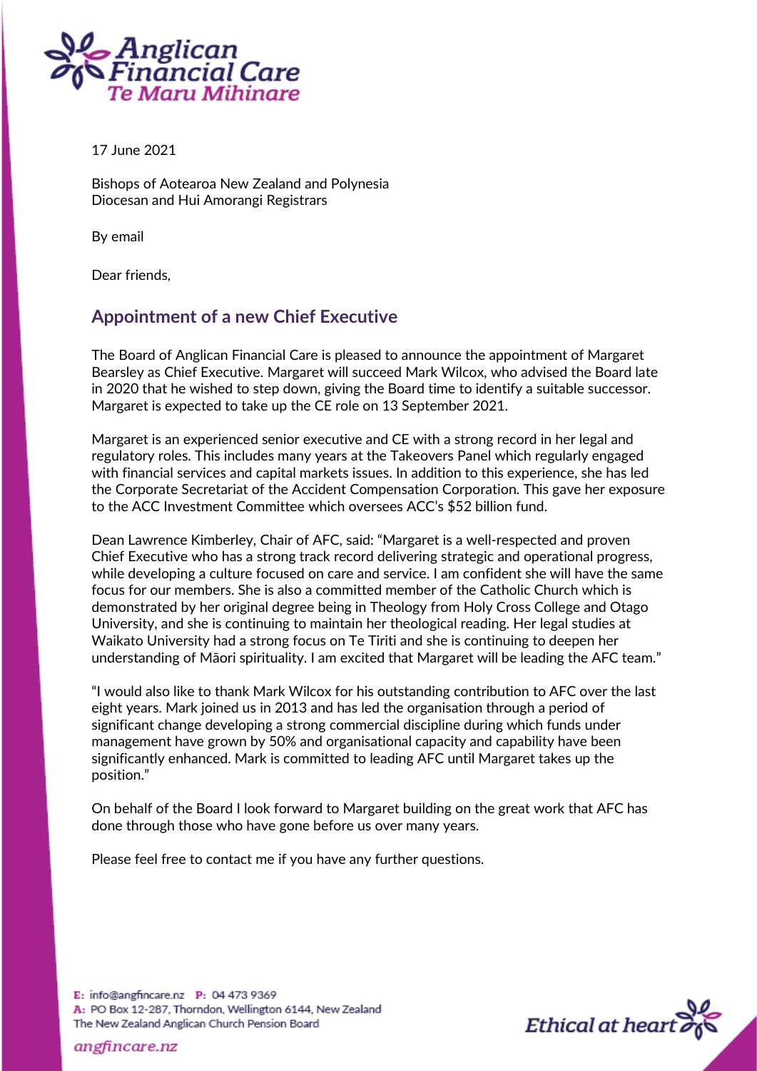17 June 2021

Bishops of Aotearoa New Zealand and Polynesia
Diocesan and Hui Amorangi Registrars

By email

Dear friends,

## Appointment of a new Chief Executive

The Board of Anglican Financial Care is pleased to announce the appointment of Margaret Bearsley as Chief Executive. Margaret will succeed Mark Wilcox, who advised the Board late in 2020 that he wished to step down, giving the Board time to identify a suitable successor. Margaret is expected to take up the CE role on 13 September 2021.

Margaret is an experienced senior executive and CE with a strong record in her legal and regulatory roles. This includes many years at the Takeovers Panel which regularly engaged with financial services and capital markets issues. In addition to this experience, she has led the Corporate Secretariat of the Accident Compensation Corporation. This gave her exposure to the ACC Investment Committee which oversees ACC's $52 billion fund.

Dean Lawrence Kimberley, Chair of AFC, said: "Margaret is a well-respected and proven Chief Executive who has a strong track record delivering strategic and operational progress, while developing a culture focused on care and service. I am confident she will have the same focus for our members. She is also a committed member of the Catholic Church which is demonstrated by her original degree being in Theology from Holy Cross College and Otago University, and she is continuing to maintain her theological reading. Her legal studies at Waikato University had a strong focus on Te Tiriti and she is continuing to deepen her understanding of Māori spirituality. I am excited that Margaret will be leading the AFC team."

"I would also like to thank Mark Wilcox for his outstanding contribution to AFC over the last eight years. Mark joined us in 2013 and has led the organisation through a period of significant change developing a strong commercial discipline during which funds under management have grown by 50% and organisational capacity and capability have been significantly enhanced. Mark is committed to leading AFC until Margaret takes up the position."

On behalf of the Board I look forward to Margaret building on the great work that AFC has done through those who have gone before us over many years.

Please feel free to contact me if you have any further questions.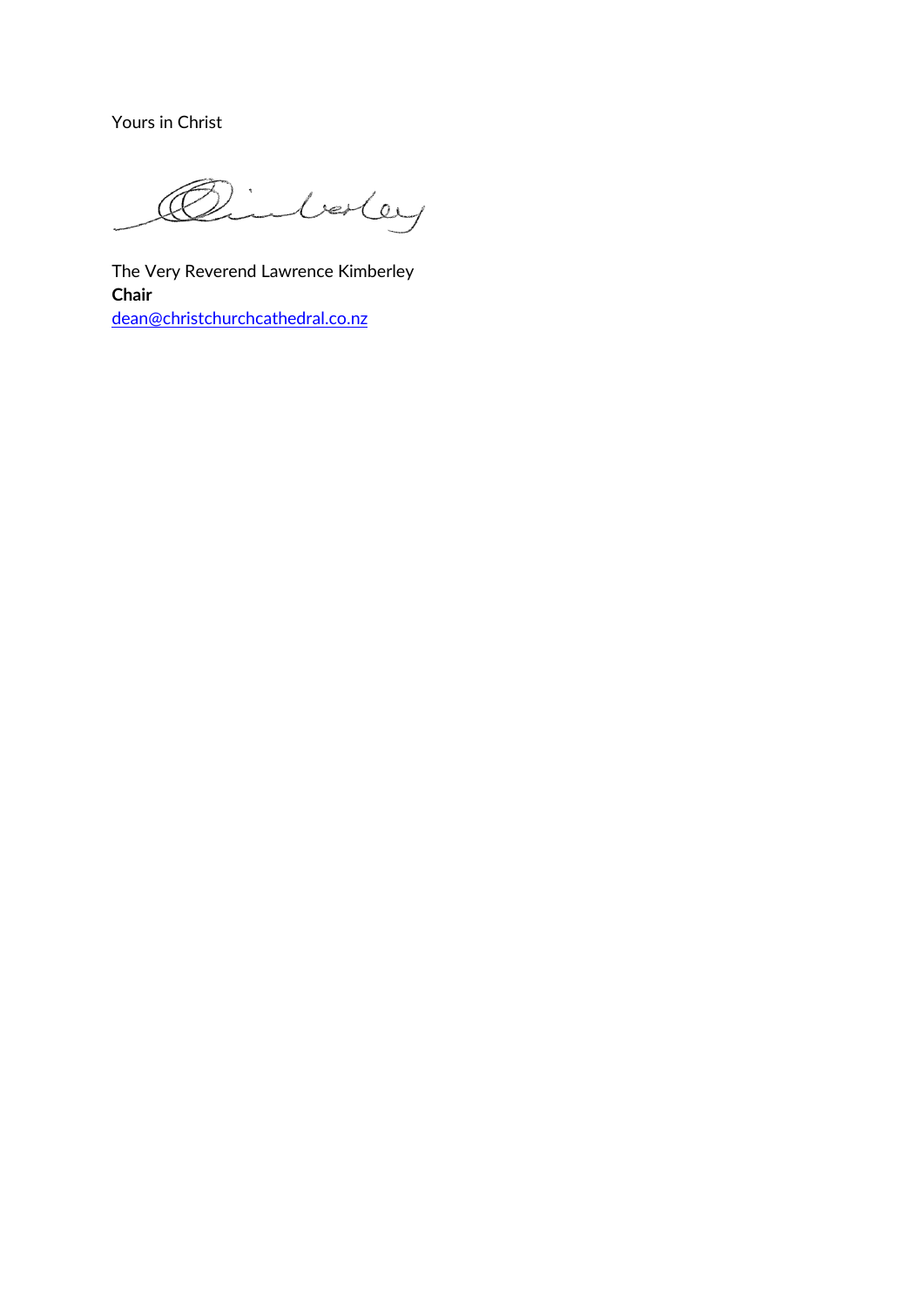Yours in Christ

The Very Reverend Lawrence Kimberley
**Chair**
[dean@christchurchcathedral.co.nz](mailto:dean@christchurchcathedral.co.nz)